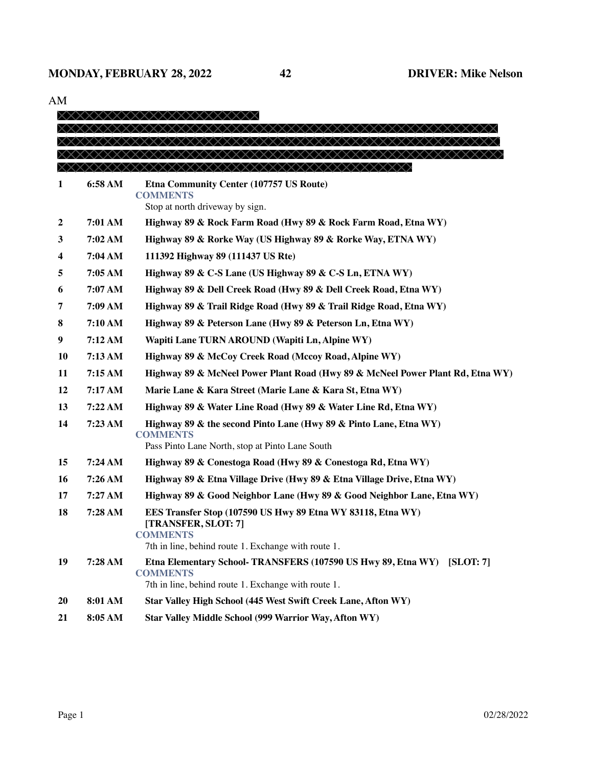**MONDAY, FEBRUARY 28, 2022** **42** **DRIVER: Mike Nelson**

AM

| # | Time | Stop |
|---|---|---|
| **1** | **6:58 AM** | **Etna Community Center (107757 US Route)**<br>**COMMENTS**<br>Stop at north driveway by sign. |
| **2** | **7:01 AM** | **Highway 89 & Rock Farm Road (Hwy 89 & Rock Farm Road, Etna WY)** |
| **3** | **7:02 AM** | **Highway 89 & Rorke Way (US Highway 89 & Rorke Way, ETNA WY)** |
| **4** | **7:04 AM** | **111392 Highway 89 (111437 US Rte)** |
| **5** | **7:05 AM** | **Highway 89 & C-S Lane (US Highway 89 & C-S Ln, ETNA WY)** |
| **6** | **7:07 AM** | **Highway 89 & Dell Creek Road (Hwy 89 & Dell Creek Road, Etna WY)** |
| **7** | **7:09 AM** | **Highway 89 & Trail Ridge Road (Hwy 89 & Trail Ridge Road, Etna WY)** |
| **8** | **7:10 AM** | **Highway 89 & Peterson Lane (Hwy 89 & Peterson Ln, Etna WY)** |
| **9** | **7:12 AM** | **Wapiti Lane TURN AROUND (Wapiti Ln, Alpine WY)** |
| **10** | **7:13 AM** | **Highway 89 & McCoy Creek Road (Mccoy Road, Alpine WY)** |
| **11** | **7:15 AM** | **Highway 89 & McNeel Power Plant Road (Hwy 89 & McNeel Power Plant Rd, Etna WY)** |
| **12** | **7:17 AM** | **Marie Lane & Kara Street (Marie Lane & Kara St, Etna WY)** |
| **13** | **7:22 AM** | **Highway 89 & Water Line Road (Hwy 89 & Water Line Rd, Etna WY)** |
| **14** | **7:23 AM** | **Highway 89 & the second Pinto Lane (Hwy 89 & Pinto Lane, Etna WY)**<br>**COMMENTS**<br>Pass Pinto Lane North, stop at Pinto Lane South |
| **15** | **7:24 AM** | **Highway 89 & Conestoga Road (Hwy 89 & Conestoga Rd, Etna WY)** |
| **16** | **7:26 AM** | **Highway 89 & Etna Village Drive (Hwy 89 & Etna Village Drive, Etna WY)** |
| **17** | **7:27 AM** | **Highway 89 & Good Neighbor Lane (Hwy 89 & Good Neighbor Lane, Etna WY)** |
| **18** | **7:28 AM** | **EES Transfer Stop (107590 US Hwy 89 Etna WY 83118, Etna WY) [TRANSFER, SLOT: 7]**<br>**COMMENTS**<br>7th in line, behind route 1. Exchange with route 1. |
| **19** | **7:28 AM** | **Etna Elementary School- TRANSFERS (107590 US Hwy 89, Etna WY) [SLOT: 7]**<br>**COMMENTS**<br>7th in line, behind route 1. Exchange with route 1. |
| **20** | **8:01 AM** | **Star Valley High School (445 West Swift Creek Lane, Afton WY)** |
| **21** | **8:05 AM** | **Star Valley Middle School (999 Warrior Way, Afton WY)** |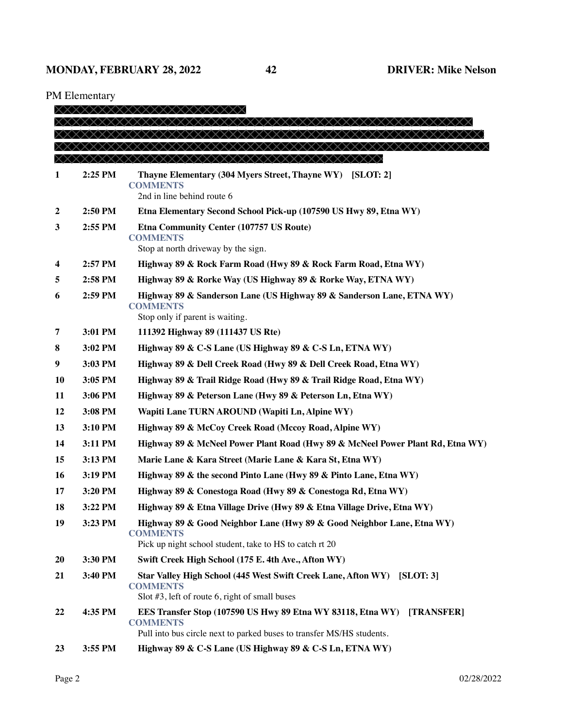PM Elementary

| # | Time | Stop |
|---|---|---|
| 1 | 2:25 PM | **Thayne Elementary (304 Myers Street, Thayne WY) [SLOT: 2]**<br>COMMENTS<br>2nd in line behind route 6 |
| 2 | 2:50 PM | **Etna Elementary Second School Pick-up (107590 US Hwy 89, Etna WY)** |
| 3 | 2:55 PM | **Etna Community Center (107757 US Route)**<br>COMMENTS<br>Stop at north driveway by the sign. |
| 4 | 2:57 PM | **Highway 89 & Rock Farm Road (Hwy 89 & Rock Farm Road, Etna WY)** |
| 5 | 2:58 PM | **Highway 89 & Rorke Way (US Highway 89 & Rorke Way, ETNA WY)** |
| 6 | 2:59 PM | **Highway 89 & Sanderson Lane (US Highway 89 & Sanderson Lane, ETNA WY)**<br>COMMENTS<br>Stop only if parent is waiting. |
| 7 | 3:01 PM | **111392 Highway 89 (111437 US Rte)** |
| 8 | 3:02 PM | **Highway 89 & C-S Lane (US Highway 89 & C-S Ln, ETNA WY)** |
| 9 | 3:03 PM | **Highway 89 & Dell Creek Road (Hwy 89 & Dell Creek Road, Etna WY)** |
| 10 | 3:05 PM | **Highway 89 & Trail Ridge Road (Hwy 89 & Trail Ridge Road, Etna WY)** |
| 11 | 3:06 PM | **Highway 89 & Peterson Lane (Hwy 89 & Peterson Ln, Etna WY)** |
| 12 | 3:08 PM | **Wapiti Lane TURN AROUND (Wapiti Ln, Alpine WY)** |
| 13 | 3:10 PM | **Highway 89 & McCoy Creek Road (Mccoy Road, Alpine WY)** |
| 14 | 3:11 PM | **Highway 89 & McNeel Power Plant Road (Hwy 89 & McNeel Power Plant Rd, Etna WY)** |
| 15 | 3:13 PM | **Marie Lane & Kara Street (Marie Lane & Kara St, Etna WY)** |
| 16 | 3:19 PM | **Highway 89 & the second Pinto Lane (Hwy 89 & Pinto Lane, Etna WY)** |
| 17 | 3:20 PM | **Highway 89 & Conestoga Road (Hwy 89 & Conestoga Rd, Etna WY)** |
| 18 | 3:22 PM | **Highway 89 & Etna Village Drive (Hwy 89 & Etna Village Drive, Etna WY)** |
| 19 | 3:23 PM | **Highway 89 & Good Neighbor Lane (Hwy 89 & Good Neighbor Lane, Etna WY)**<br>COMMENTS<br>Pick up night school student, take to HS to catch rt 20 |
| 20 | 3:30 PM | **Swift Creek High School (175 E. 4th Ave., Afton WY)** |
| 21 | 3:40 PM | **Star Valley High School (445 West Swift Creek Lane, Afton WY) [SLOT: 3]**<br>COMMENTS<br>Slot #3, left of route 6, right of small buses |
| 22 | 4:35 PM | **EES Transfer Stop (107590 US Hwy 89 Etna WY 83118, Etna WY) [TRANSFER]**<br>COMMENTS<br>Pull into bus circle next to parked buses to transfer MS/HS students. |
| 23 | 3:55 PM | **Highway 89 & C-S Lane (US Highway 89 & C-S Ln, ETNA WY)** |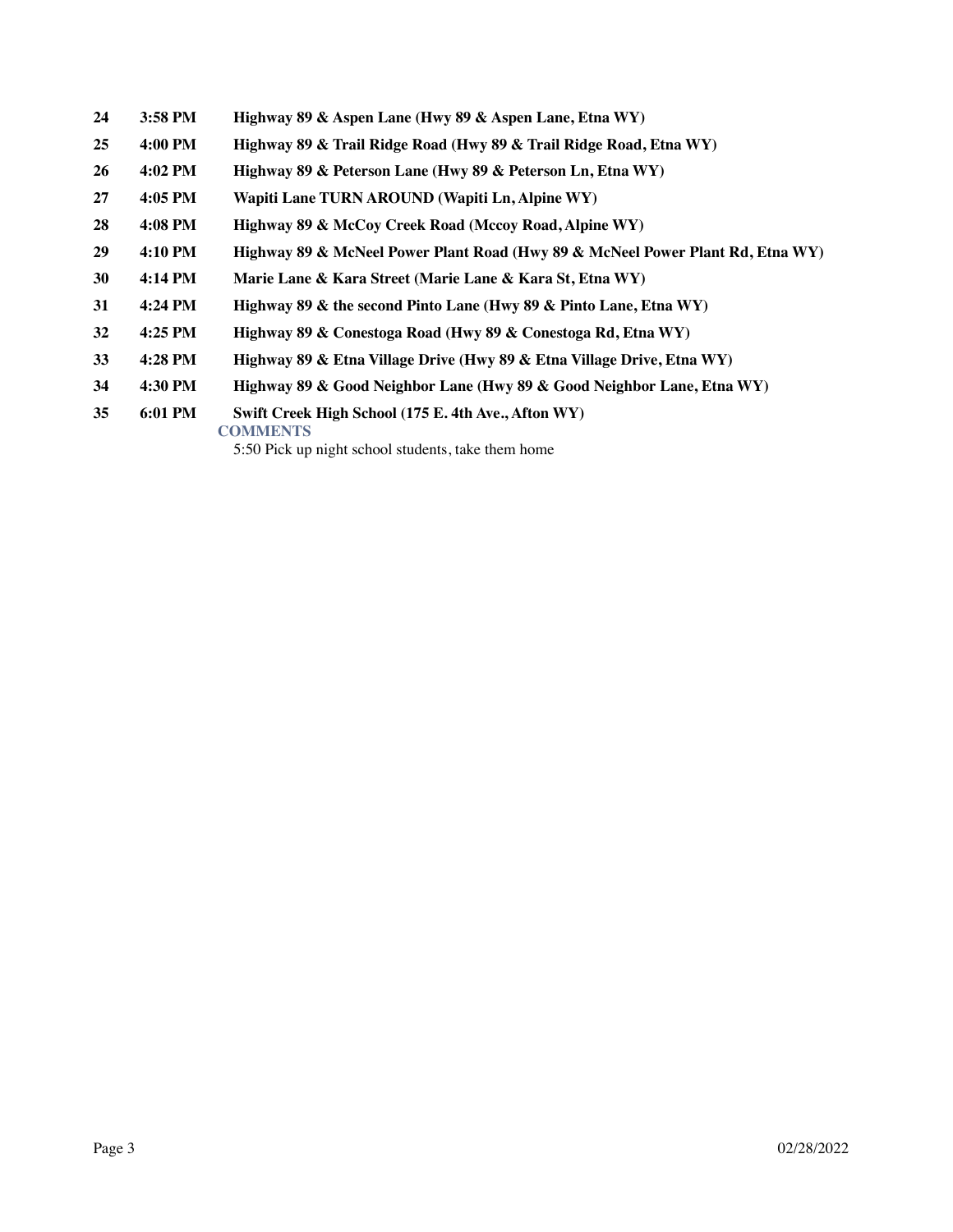| | | |
|---|---|---|
| **24** | **3:58 PM** | **Highway 89 & Aspen Lane (Hwy 89 & Aspen Lane, Etna WY)** |
| **25** | **4:00 PM** | **Highway 89 & Trail Ridge Road (Hwy 89 & Trail Ridge Road, Etna WY)** |
| **26** | **4:02 PM** | **Highway 89 & Peterson Lane (Hwy 89 & Peterson Ln, Etna WY)** |
| **27** | **4:05 PM** | **Wapiti Lane TURN AROUND (Wapiti Ln, Alpine WY)** |
| **28** | **4:08 PM** | **Highway 89 & McCoy Creek Road (Mccoy Road, Alpine WY)** |
| **29** | **4:10 PM** | **Highway 89 & McNeel Power Plant Road (Hwy 89 & McNeel Power Plant Rd, Etna WY)** |
| **30** | **4:14 PM** | **Marie Lane & Kara Street (Marie Lane & Kara St, Etna WY)** |
| **31** | **4:24 PM** | **Highway 89 & the second Pinto Lane (Hwy 89 & Pinto Lane, Etna WY)** |
| **32** | **4:25 PM** | **Highway 89 & Conestoga Road (Hwy 89 & Conestoga Rd, Etna WY)** |
| **33** | **4:28 PM** | **Highway 89 & Etna Village Drive (Hwy 89 & Etna Village Drive, Etna WY)** |
| **34** | **4:30 PM** | **Highway 89 & Good Neighbor Lane (Hwy 89 & Good Neighbor Lane, Etna WY)** |
| **35** | **6:01 PM** | **Swift Creek High School (175 E. 4th Ave., Afton WY)** |

**COMMENTS**

5:50 Pick up night school students, take them home